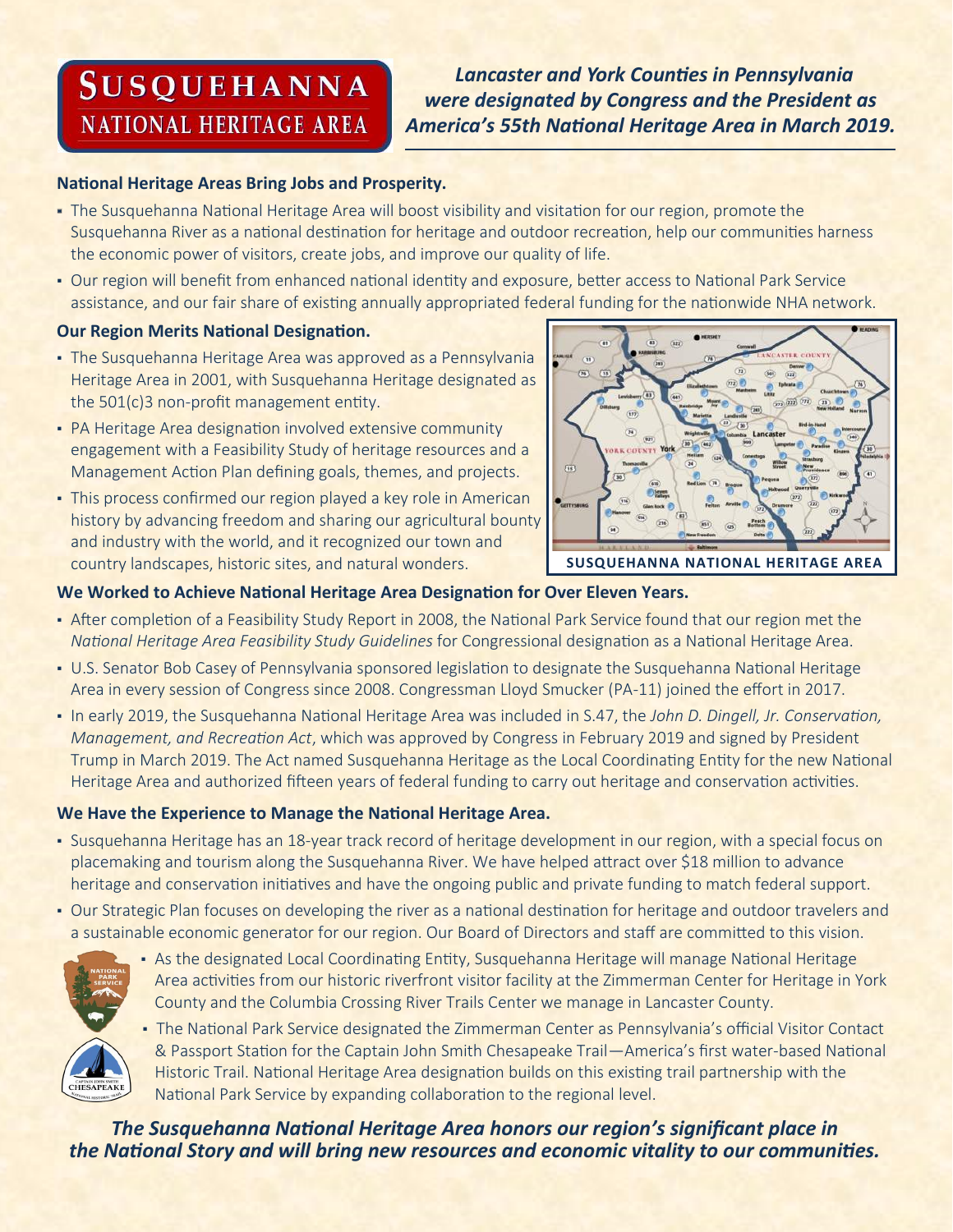# SUSQUEHANNA NATIONAL HERITAGE AREA

***Lancaster and York Counties in Pennsylvania were designated by Congress and the President as America's 55th National Heritage Area in March 2019.***

**National Heritage Areas Bring Jobs and Prosperity.**

- The Susquehanna National Heritage Area will boost visibility and visitation for our region, promote the Susquehanna River as a national destination for heritage and outdoor recreation, help our communities harness the economic power of visitors, create jobs, and improve our quality of life.
- Our region will benefit from enhanced national identity and exposure, better access to National Park Service assistance, and our fair share of existing annually appropriated federal funding for the nationwide NHA network.

**Our Region Merits National Designation.**

- The Susquehanna Heritage Area was approved as a Pennsylvania Heritage Area in 2001, with Susquehanna Heritage designated as the 501(c)3 non-profit management entity.
- PA Heritage Area designation involved extensive community engagement with a Feasibility Study of heritage resources and a Management Action Plan defining goals, themes, and projects.
- This process confirmed our region played a key role in American history by advancing freedom and sharing our agricultural bounty and industry with the world, and it recognized our town and country landscapes, historic sites, and natural wonders.

SUSQUEHANNA NATIONAL HERITAGE AREA

**We Worked to Achieve National Heritage Area Designation for Over Eleven Years.**

- After completion of a Feasibility Study Report in 2008, the National Park Service found that our region met the *National Heritage Area Feasibility Study Guidelines* for Congressional designation as a National Heritage Area.
- U.S. Senator Bob Casey of Pennsylvania sponsored legislation to designate the Susquehanna National Heritage Area in every session of Congress since 2008. Congressman Lloyd Smucker (PA-11) joined the effort in 2017.
- In early 2019, the Susquehanna National Heritage Area was included in S.47, the *John D. Dingell, Jr. Conservation, Management, and Recreation Act*, which was approved by Congress in February 2019 and signed by President Trump in March 2019. The Act named Susquehanna Heritage as the Local Coordinating Entity for the new National Heritage Area and authorized fifteen years of federal funding to carry out heritage and conservation activities.

**We Have the Experience to Manage the National Heritage Area.**

- Susquehanna Heritage has an 18-year track record of heritage development in our region, with a special focus on placemaking and tourism along the Susquehanna River. We have helped attract over $18 million to advance heritage and conservation initiatives and have the ongoing public and private funding to match federal support.
- Our Strategic Plan focuses on developing the river as a national destination for heritage and outdoor travelers and a sustainable economic generator for our region. Our Board of Directors and staff are committed to this vision.
- As the designated Local Coordinating Entity, Susquehanna Heritage will manage National Heritage Area activities from our historic riverfront visitor facility at the Zimmerman Center for Heritage in York County and the Columbia Crossing River Trails Center we manage in Lancaster County.
- The National Park Service designated the Zimmerman Center as Pennsylvania's official Visitor Contact & Passport Station for the Captain John Smith Chesapeake Trail—America's first water-based National Historic Trail. National Heritage Area designation builds on this existing trail partnership with the National Park Service by expanding collaboration to the regional level.

***The Susquehanna National Heritage Area honors our region's significant place in the National Story and will bring new resources and economic vitality to our communities.***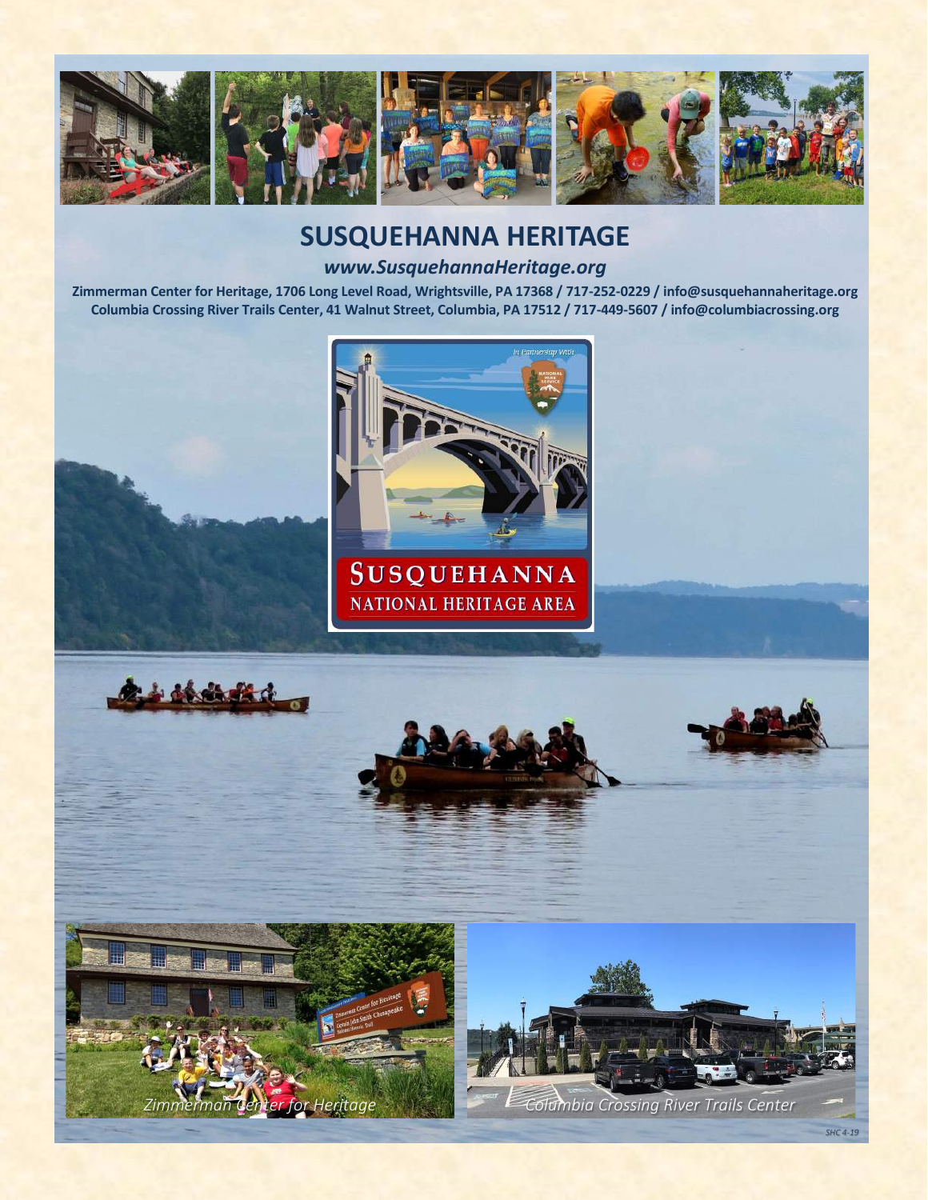# SUSQUEHANNA HERITAGE

***www.SusquehannaHeritage.org***

**Zimmerman Center for Heritage, 1706 Long Level Road, Wrightsville, PA 17368 / 717-252-0229 / info@susquehannaheritage.org**
**Columbia Crossing River Trails Center, 41 Walnut Street, Columbia, PA 17512 / 717-449-5607 / info@columbiacrossing.org**

In Partnership With

SUSQUEHANNA NATIONAL HERITAGE AREA

*Zimmerman Center for Heritage*

*Columbia Crossing River Trails Center*

SHC 4-19